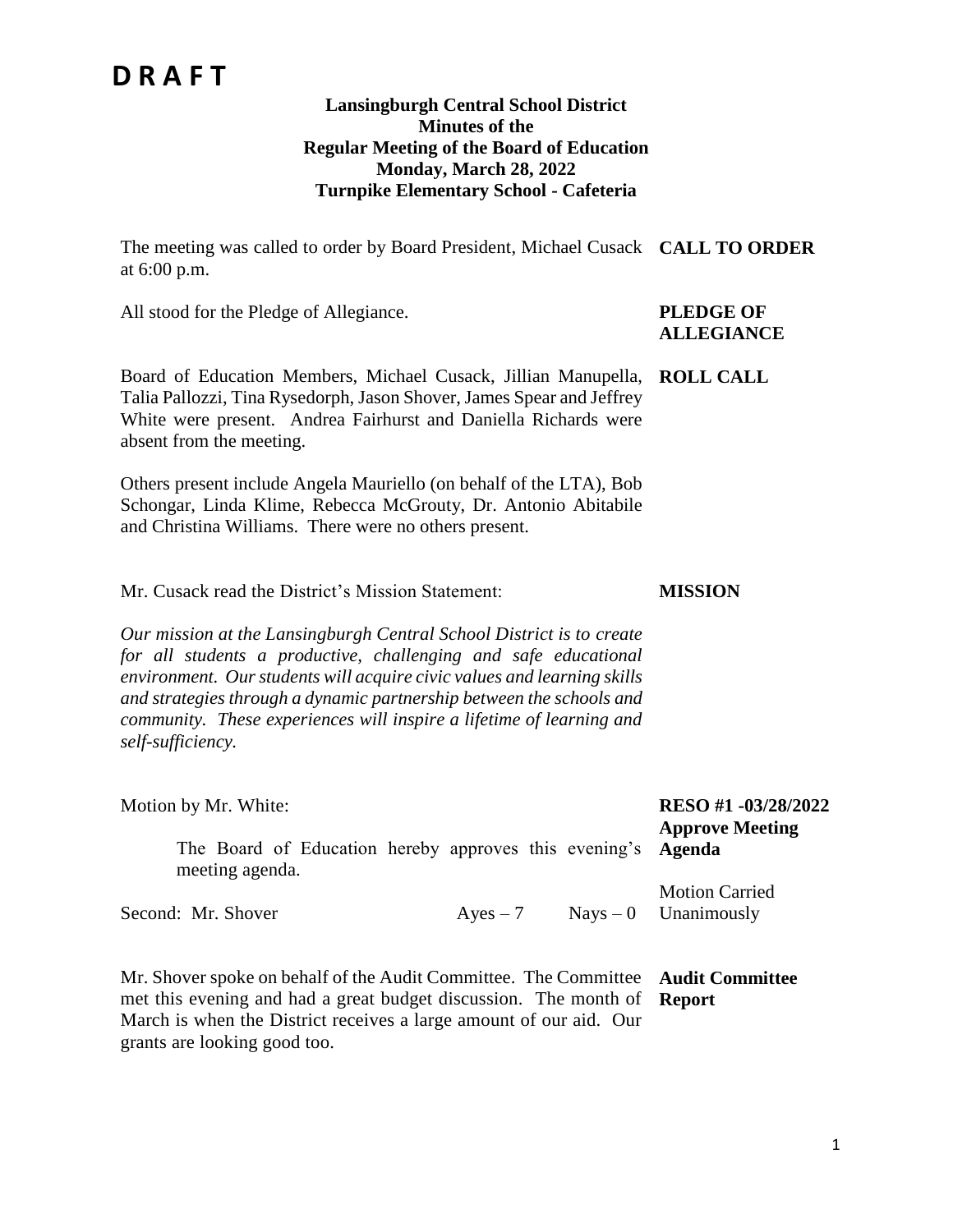# D R A F T

**Lansingburgh Central School District**
**Minutes of the**
**Regular Meeting of the Board of Education**
**Monday, March 28, 2022**
**Turnpike Elementary School - Cafeteria**

**CALL TO ORDER**

The meeting was called to order by Board President, Michael Cusack at 6:00 p.m.

**PLEDGE OF ALLEGIANCE**

All stood for the Pledge of Allegiance.

**ROLL CALL**

Board of Education Members, Michael Cusack, Jillian Manupella, Talia Pallozzi, Tina Rysedorph, Jason Shover, James Spear and Jeffrey White were present. Andrea Fairhurst and Daniella Richards were absent from the meeting.

Others present include Angela Mauriello (on behalf of the LTA), Bob Schongar, Linda Klime, Rebecca McGrouty, Dr. Antonio Abitabile and Christina Williams. There were no others present.

**MISSION**

Mr. Cusack read the District's Mission Statement:

*Our mission at the Lansingburgh Central School District is to create for all students a productive, challenging and safe educational environment. Our students will acquire civic values and learning skills and strategies through a dynamic partnership between the schools and community. These experiences will inspire a lifetime of learning and self-sufficiency.*

**RESO #1 -03/28/2022 Approve Meeting Agenda**

Motion by Mr. White:

The Board of Education hereby approves this evening's meeting agenda.

Second: Mr. Shover Ayes – 7 Nays – 0

Motion Carried Unanimously

**Audit Committee Report**

Mr. Shover spoke on behalf of the Audit Committee. The Committee met this evening and had a great budget discussion. The month of March is when the District receives a large amount of our aid. Our grants are looking good too.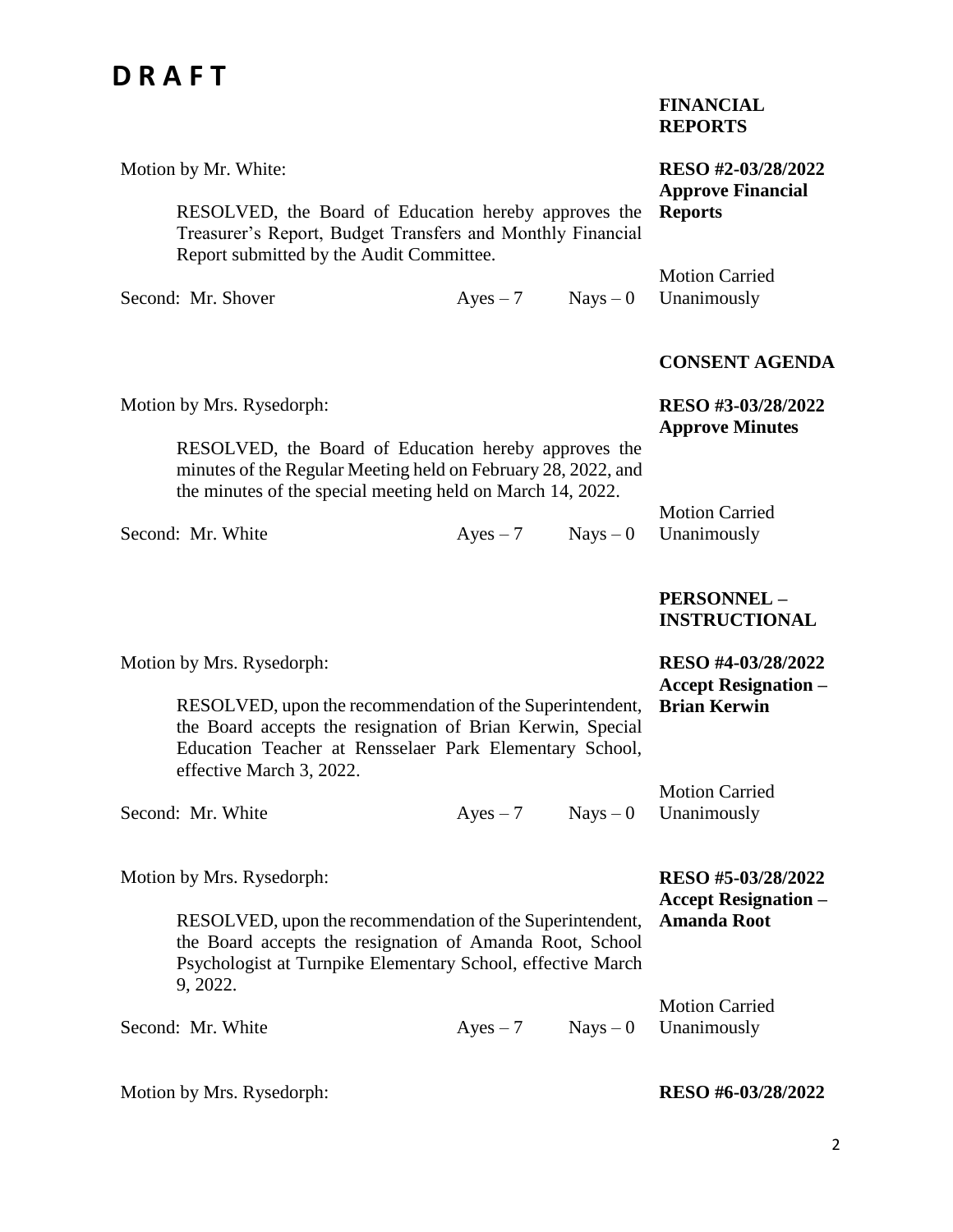# D R A F T

**FINANCIAL REPORTS**

Motion by Mr. White:

**RESO #2-03/28/2022**
**Approve Financial Reports**

RESOLVED, the Board of Education hereby approves the Treasurer's Report, Budget Transfers and Monthly Financial Report submitted by the Audit Committee.

Second: Mr. Shover     Ayes – 7     Nays – 0

Motion Carried Unanimously

**CONSENT AGENDA**

Motion by Mrs. Rysedorph:

**RESO #3-03/28/2022**
**Approve Minutes**

RESOLVED, the Board of Education hereby approves the minutes of the Regular Meeting held on February 28, 2022, and the minutes of the special meeting held on March 14, 2022.

Second: Mr. White     Ayes – 7     Nays – 0

Motion Carried Unanimously

**PERSONNEL – INSTRUCTIONAL**

Motion by Mrs. Rysedorph:

**RESO #4-03/28/2022**
**Accept Resignation – Brian Kerwin**

RESOLVED, upon the recommendation of the Superintendent, the Board accepts the resignation of Brian Kerwin, Special Education Teacher at Rensselaer Park Elementary School, effective March 3, 2022.

Second: Mr. White     Ayes – 7     Nays – 0

Motion Carried Unanimously

Motion by Mrs. Rysedorph:

**RESO #5-03/28/2022**
**Accept Resignation – Amanda Root**

RESOLVED, upon the recommendation of the Superintendent, the Board accepts the resignation of Amanda Root, School Psychologist at Turnpike Elementary School, effective March 9, 2022.

Second: Mr. White     Ayes – 7     Nays – 0

Motion Carried Unanimously

Motion by Mrs. Rysedorph:

**RESO #6-03/28/2022**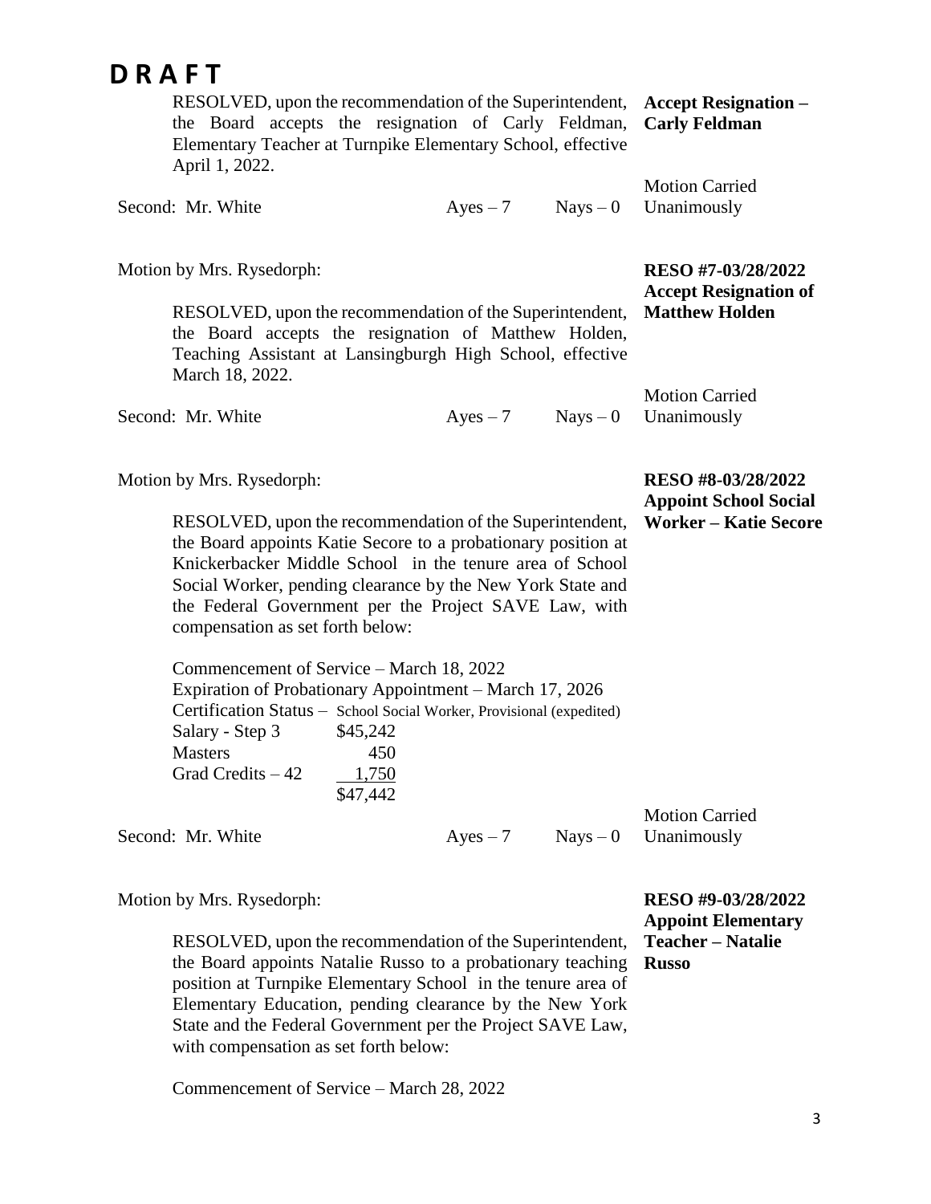# D R A F T

RESOLVED, upon the recommendation of the Superintendent, the Board accepts the resignation of Carly Feldman, Elementary Teacher at Turnpike Elementary School, effective April 1, 2022.

**Accept Resignation – Carly Feldman**

Second: Mr. White    Ayes – 7    Nays – 0    Motion Carried Unanimously

Motion by Mrs. Rysedorph:

**RESO #7-03/28/2022 Accept Resignation of Matthew Holden**

RESOLVED, upon the recommendation of the Superintendent, the Board accepts the resignation of Matthew Holden, Teaching Assistant at Lansingburgh High School, effective March 18, 2022.

Second: Mr. White    Ayes – 7    Nays – 0    Motion Carried Unanimously

Motion by Mrs. Rysedorph:

**RESO #8-03/28/2022 Appoint School Social Worker – Katie Secore**

RESOLVED, upon the recommendation of the Superintendent, the Board appoints Katie Secore to a probationary position at Knickerbacker Middle School in the tenure area of School Social Worker, pending clearance by the New York State and the Federal Government per the Project SAVE Law, with compensation as set forth below:

Commencement of Service – March 18, 2022
Expiration of Probationary Appointment – March 17, 2026
Certification Status – School Social Worker, Provisional (expedited)

| | |
|---|---|
| Salary - Step 3 | $45,242 |
| Masters | 450 |
| Grad Credits – 42 | 1,750 |
| | $47,442 |

Second: Mr. White    Ayes – 7    Nays – 0    Motion Carried Unanimously

Motion by Mrs. Rysedorph:

**RESO #9-03/28/2022 Appoint Elementary Teacher – Natalie Russo**

RESOLVED, upon the recommendation of the Superintendent, the Board appoints Natalie Russo to a probationary teaching position at Turnpike Elementary School in the tenure area of Elementary Education, pending clearance by the New York State and the Federal Government per the Project SAVE Law, with compensation as set forth below:

Commencement of Service – March 28, 2022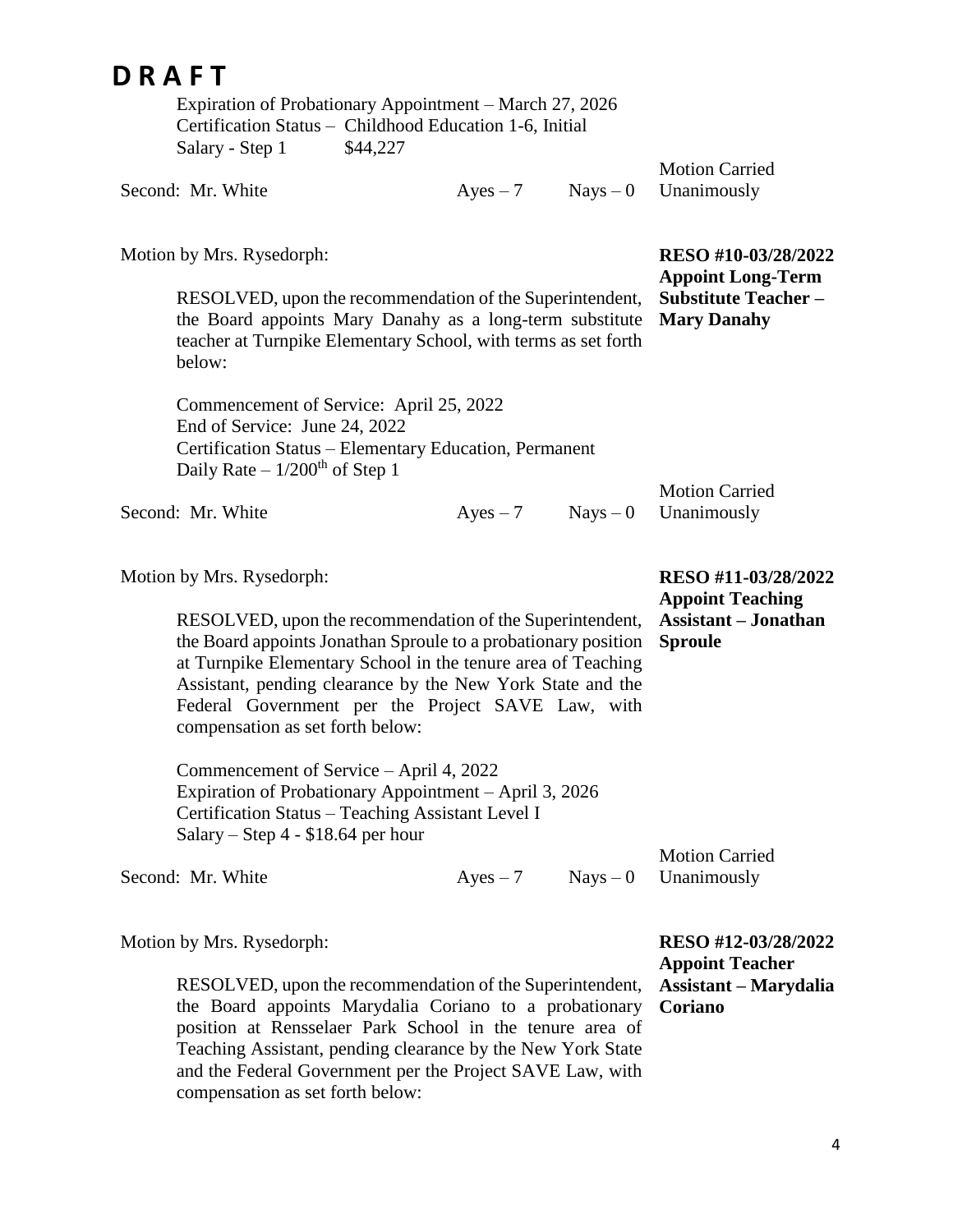# DRAFT

Expiration of Probationary Appointment – March 27, 2026
Certification Status – Childhood Education 1-6, Initial
Salary - Step 1 $44,227

Second: Mr. White Ayes – 7 Nays – 0 Motion Carried Unanimously

Motion by Mrs. Rysedorph:

**RESO #10-03/28/2022 Appoint Long-Term Substitute Teacher – Mary Danahy**

RESOLVED, upon the recommendation of the Superintendent, the Board appoints Mary Danahy as a long-term substitute teacher at Turnpike Elementary School, with terms as set forth below:

Commencement of Service: April 25, 2022
End of Service: June 24, 2022
Certification Status – Elementary Education, Permanent
Daily Rate – 1/200th of Step 1

Second: Mr. White Ayes – 7 Nays – 0 Motion Carried Unanimously

Motion by Mrs. Rysedorph:

**RESO #11-03/28/2022 Appoint Teaching Assistant – Jonathan Sproule**

RESOLVED, upon the recommendation of the Superintendent, the Board appoints Jonathan Sproule to a probationary position at Turnpike Elementary School in the tenure area of Teaching Assistant, pending clearance by the New York State and the Federal Government per the Project SAVE Law, with compensation as set forth below:

Commencement of Service – April 4, 2022
Expiration of Probationary Appointment – April 3, 2026
Certification Status – Teaching Assistant Level I
Salary – Step 4 - $18.64 per hour

Second: Mr. White Ayes – 7 Nays – 0 Motion Carried Unanimously

Motion by Mrs. Rysedorph:

**RESO #12-03/28/2022 Appoint Teacher Assistant – Marydalia Coriano**

RESOLVED, upon the recommendation of the Superintendent, the Board appoints Marydalia Coriano to a probationary position at Rensselaer Park School in the tenure area of Teaching Assistant, pending clearance by the New York State and the Federal Government per the Project SAVE Law, with compensation as set forth below: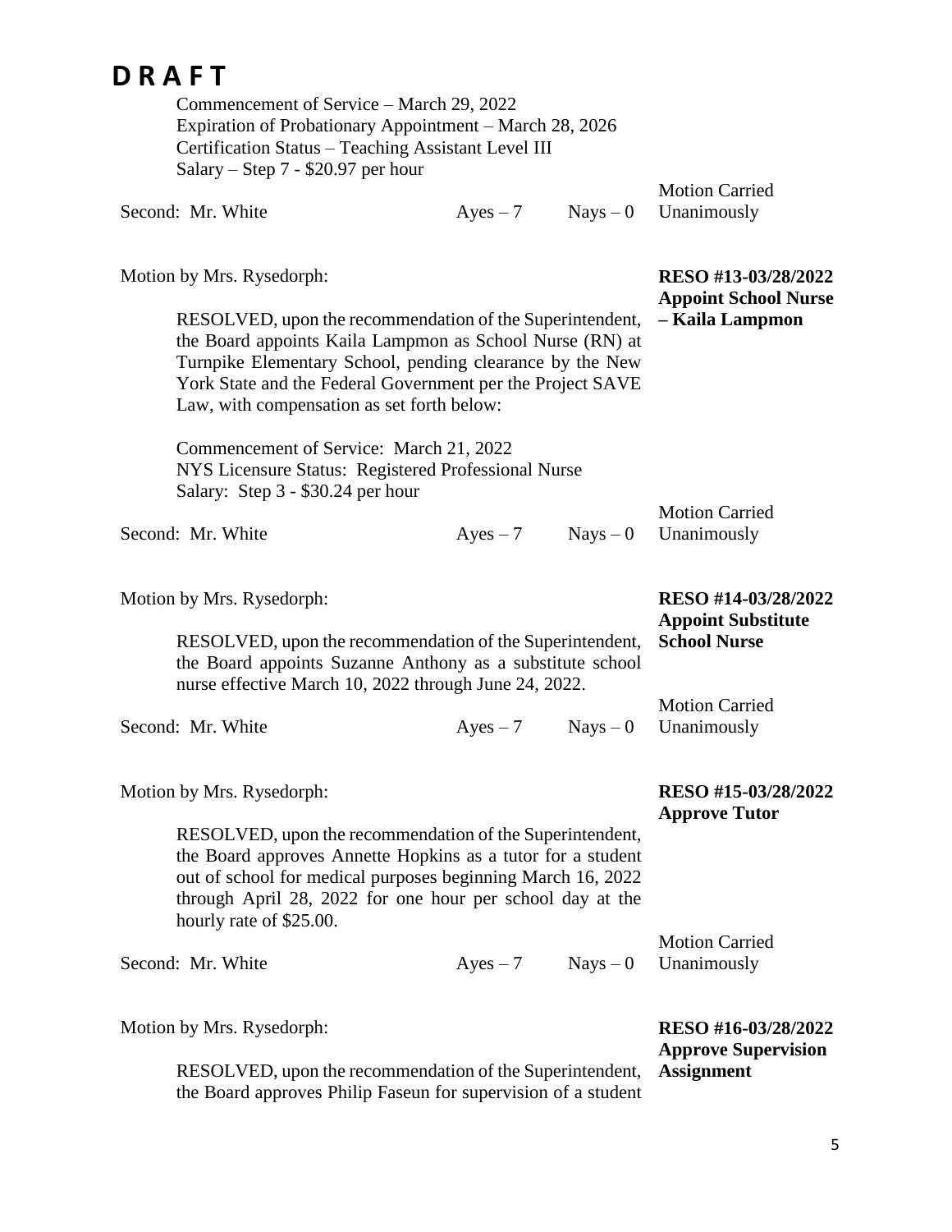# D R A F T

Commencement of Service – March 29, 2022
Expiration of Probationary Appointment – March 28, 2026
Certification Status – Teaching Assistant Level III
Salary – Step 7 - $20.97 per hour

Second: Mr. White Ayes – 7 Nays – 0 Motion Carried Unanimously

Motion by Mrs. Rysedorph:

**RESO #13-03/28/2022 Appoint School Nurse – Kaila Lampmon**

RESOLVED, upon the recommendation of the Superintendent, the Board appoints Kaila Lampmon as School Nurse (RN) at Turnpike Elementary School, pending clearance by the New York State and the Federal Government per the Project SAVE Law, with compensation as set forth below:

Commencement of Service: March 21, 2022
NYS Licensure Status: Registered Professional Nurse
Salary: Step 3 - $30.24 per hour

Second: Mr. White Ayes – 7 Nays – 0 Motion Carried Unanimously

Motion by Mrs. Rysedorph:

**RESO #14-03/28/2022 Appoint Substitute School Nurse**

RESOLVED, upon the recommendation of the Superintendent, the Board appoints Suzanne Anthony as a substitute school nurse effective March 10, 2022 through June 24, 2022.

Second: Mr. White Ayes – 7 Nays – 0 Motion Carried Unanimously

Motion by Mrs. Rysedorph:

**RESO #15-03/28/2022 Approve Tutor**

RESOLVED, upon the recommendation of the Superintendent, the Board approves Annette Hopkins as a tutor for a student out of school for medical purposes beginning March 16, 2022 through April 28, 2022 for one hour per school day at the hourly rate of $25.00.

Second: Mr. White Ayes – 7 Nays – 0 Motion Carried Unanimously

Motion by Mrs. Rysedorph:

**RESO #16-03/28/2022 Approve Supervision Assignment**

RESOLVED, upon the recommendation of the Superintendent, the Board approves Philip Faseun for supervision of a student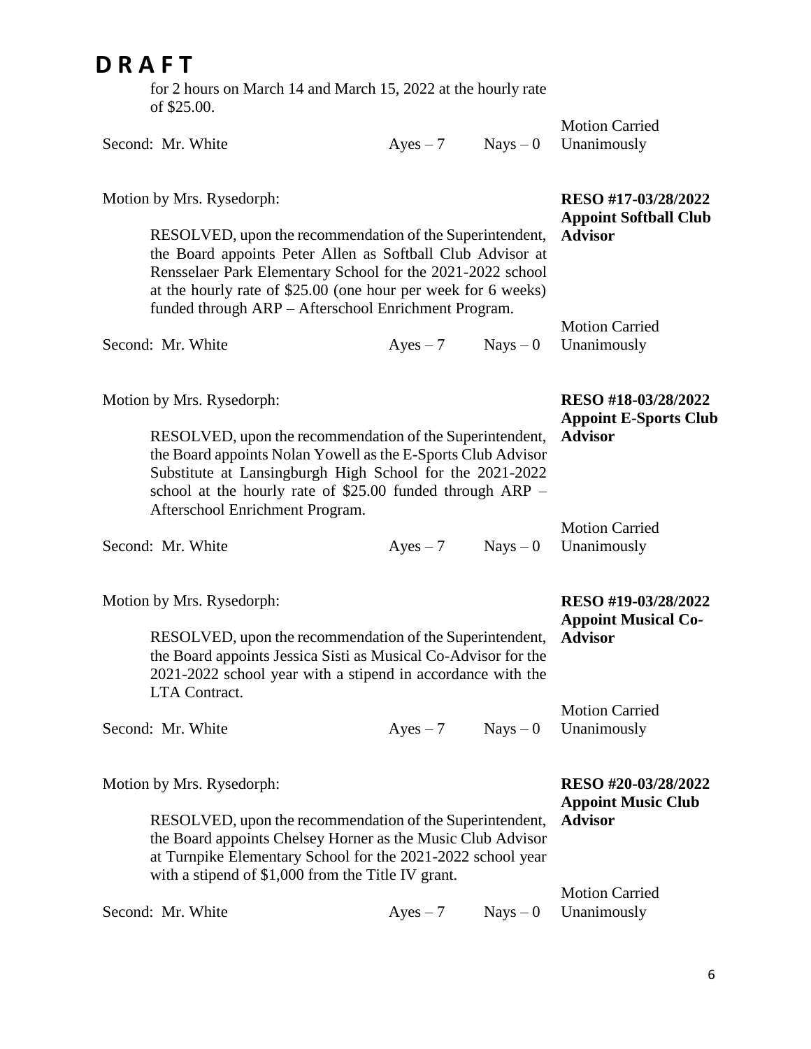# D R A F T

for 2 hours on March 14 and March 15, 2022 at the hourly rate of $25.00.

Second: Mr. White  Ayes – 7  Nays – 0  Motion Carried Unanimously

Motion by Mrs. Rysedorph:

**RESO #17-03/28/2022 Appoint Softball Club Advisor**

RESOLVED, upon the recommendation of the Superintendent, the Board appoints Peter Allen as Softball Club Advisor at Rensselaer Park Elementary School for the 2021-2022 school at the hourly rate of $25.00 (one hour per week for 6 weeks) funded through ARP – Afterschool Enrichment Program.

Second: Mr. White  Ayes – 7  Nays – 0  Motion Carried Unanimously

Motion by Mrs. Rysedorph:

**RESO #18-03/28/2022 Appoint E-Sports Club Advisor**

RESOLVED, upon the recommendation of the Superintendent, the Board appoints Nolan Yowell as the E-Sports Club Advisor Substitute at Lansingburgh High School for the 2021-2022 school at the hourly rate of $25.00 funded through ARP – Afterschool Enrichment Program.

Second: Mr. White  Ayes – 7  Nays – 0  Motion Carried Unanimously

Motion by Mrs. Rysedorph:

**RESO #19-03/28/2022 Appoint Musical Co-Advisor**

RESOLVED, upon the recommendation of the Superintendent, the Board appoints Jessica Sisti as Musical Co-Advisor for the 2021-2022 school year with a stipend in accordance with the LTA Contract.

Second: Mr. White  Ayes – 7  Nays – 0  Motion Carried Unanimously

Motion by Mrs. Rysedorph:

**RESO #20-03/28/2022 Appoint Music Club Advisor**

RESOLVED, upon the recommendation of the Superintendent, the Board appoints Chelsey Horner as the Music Club Advisor at Turnpike Elementary School for the 2021-2022 school year with a stipend of $1,000 from the Title IV grant.

Second: Mr. White  Ayes – 7  Nays – 0  Motion Carried Unanimously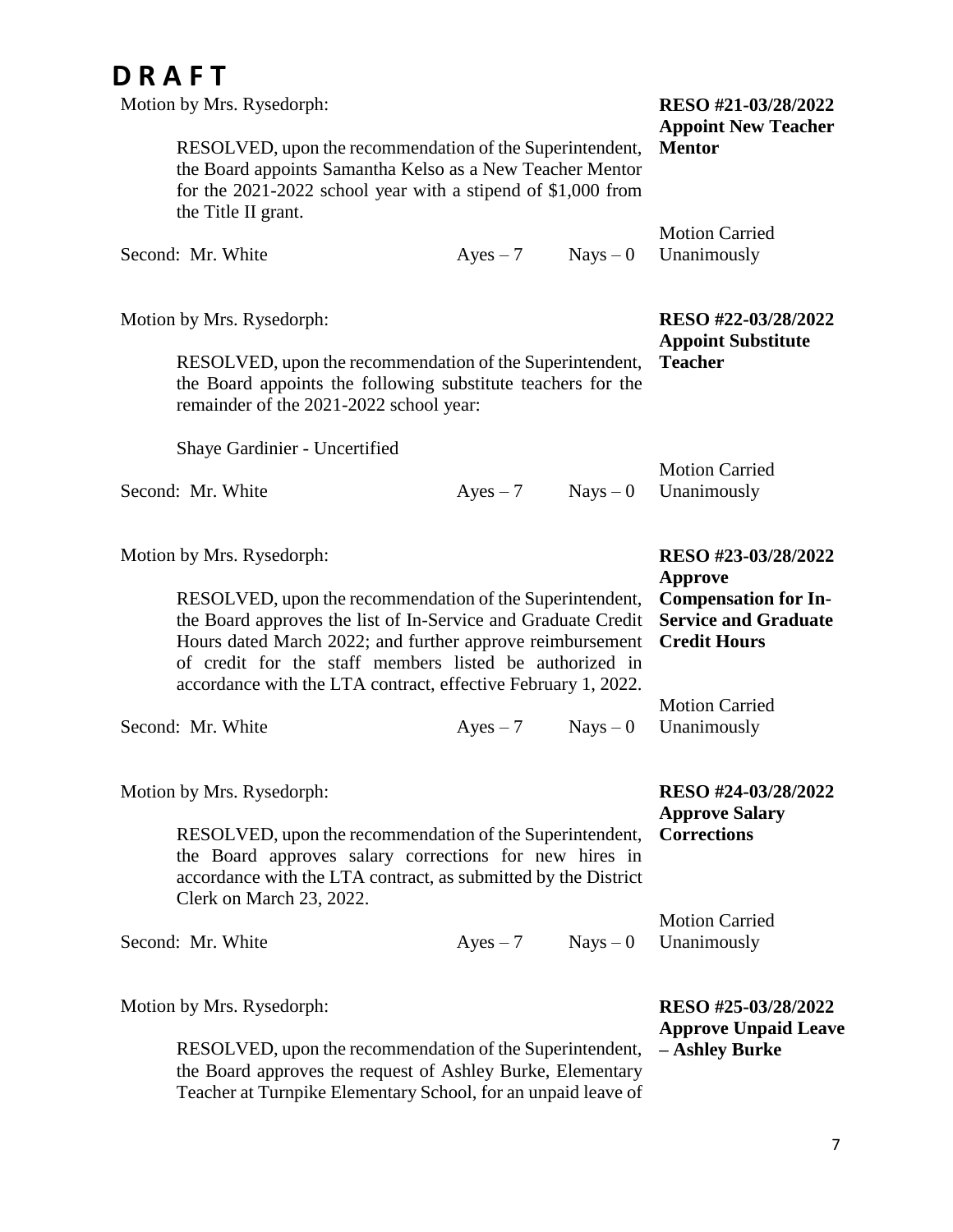# D R A F T

Motion by Mrs. Rysedorph:

**RESO #21-03/28/2022**
**Appoint New Teacher Mentor**

RESOLVED, upon the recommendation of the Superintendent, the Board appoints Samantha Kelso as a New Teacher Mentor for the 2021-2022 school year with a stipend of $1,000 from the Title II grant.

Second: Mr. White    Ayes – 7    Nays – 0    Motion Carried Unanimously

Motion by Mrs. Rysedorph:

**RESO #22-03/28/2022**
**Appoint Substitute Teacher**

RESOLVED, upon the recommendation of the Superintendent, the Board appoints the following substitute teachers for the remainder of the 2021-2022 school year:

Shaye Gardinier - Uncertified

Second: Mr. White    Ayes – 7    Nays – 0    Motion Carried Unanimously

Motion by Mrs. Rysedorph:

**RESO #23-03/28/2022**
**Approve Compensation for In-Service and Graduate Credit Hours**

RESOLVED, upon the recommendation of the Superintendent, the Board approves the list of In-Service and Graduate Credit Hours dated March 2022; and further approve reimbursement of credit for the staff members listed be authorized in accordance with the LTA contract, effective February 1, 2022.

Second: Mr. White    Ayes – 7    Nays – 0    Motion Carried Unanimously

Motion by Mrs. Rysedorph:

**RESO #24-03/28/2022**
**Approve Salary Corrections**

RESOLVED, upon the recommendation of the Superintendent, the Board approves salary corrections for new hires in accordance with the LTA contract, as submitted by the District Clerk on March 23, 2022.

Second: Mr. White    Ayes – 7    Nays – 0    Motion Carried Unanimously

Motion by Mrs. Rysedorph:

**RESO #25-03/28/2022**
**Approve Unpaid Leave – Ashley Burke**

RESOLVED, upon the recommendation of the Superintendent, the Board approves the request of Ashley Burke, Elementary Teacher at Turnpike Elementary School, for an unpaid leave of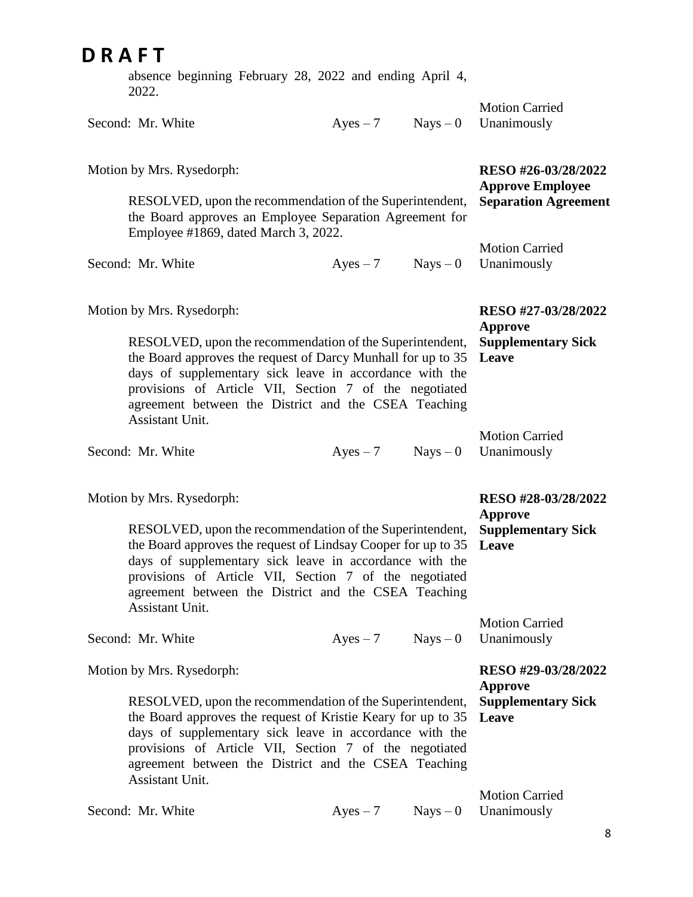# D R A F T

absence beginning February 28, 2022 and ending April 4, 2022.

Second: Mr. White Ayes – 7 Nays – 0 Motion Carried Unanimously

Motion by Mrs. Rysedorph:

**RESO #26-03/28/2022 Approve Employee Separation Agreement**

RESOLVED, upon the recommendation of the Superintendent, the Board approves an Employee Separation Agreement for Employee #1869, dated March 3, 2022.

Second: Mr. White Ayes – 7 Nays – 0 Motion Carried Unanimously

Motion by Mrs. Rysedorph:

**RESO #27-03/28/2022 Approve Supplementary Sick Leave**

RESOLVED, upon the recommendation of the Superintendent, the Board approves the request of Darcy Munhall for up to 35 days of supplementary sick leave in accordance with the provisions of Article VII, Section 7 of the negotiated agreement between the District and the CSEA Teaching Assistant Unit.

Second: Mr. White Ayes – 7 Nays – 0 Motion Carried Unanimously

Motion by Mrs. Rysedorph:

**RESO #28-03/28/2022 Approve Supplementary Sick Leave**

RESOLVED, upon the recommendation of the Superintendent, the Board approves the request of Lindsay Cooper for up to 35 days of supplementary sick leave in accordance with the provisions of Article VII, Section 7 of the negotiated agreement between the District and the CSEA Teaching Assistant Unit.

Second: Mr. White Ayes – 7 Nays – 0 Motion Carried Unanimously

Motion by Mrs. Rysedorph:

**RESO #29-03/28/2022 Approve Supplementary Sick Leave**

RESOLVED, upon the recommendation of the Superintendent, the Board approves the request of Kristie Keary for up to 35 days of supplementary sick leave in accordance with the provisions of Article VII, Section 7 of the negotiated agreement between the District and the CSEA Teaching Assistant Unit.

Second: Mr. White Ayes – 7 Nays – 0 Motion Carried Unanimously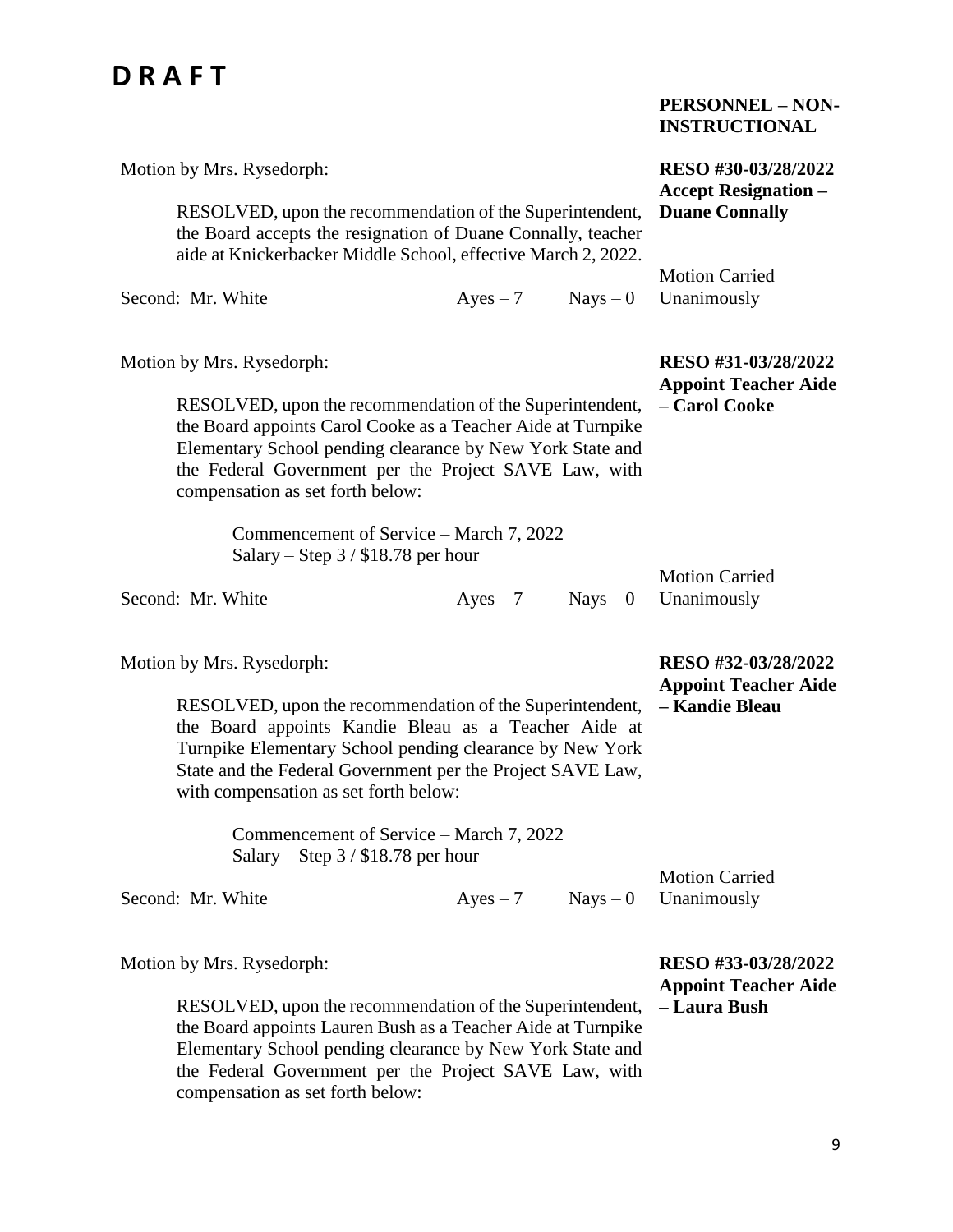**D R A F T**

**PERSONNEL – NON-INSTRUCTIONAL**

**RESO #30-03/28/2022**
**Accept Resignation – Duane Connally**

Motion by Mrs. Rysedorph:

RESOLVED, upon the recommendation of the Superintendent, the Board accepts the resignation of Duane Connally, teacher aide at Knickerbacker Middle School, effective March 2, 2022.

Second: Mr. White — Ayes – 7 — Nays – 0 — Motion Carried Unanimously

**RESO #31-03/28/2022**
**Appoint Teacher Aide – Carol Cooke**

Motion by Mrs. Rysedorph:

RESOLVED, upon the recommendation of the Superintendent, the Board appoints Carol Cooke as a Teacher Aide at Turnpike Elementary School pending clearance by New York State and the Federal Government per the Project SAVE Law, with compensation as set forth below:

Commencement of Service – March 7, 2022
Salary – Step 3 / $18.78 per hour

Second: Mr. White — Ayes – 7 — Nays – 0 — Motion Carried Unanimously

**RESO #32-03/28/2022**
**Appoint Teacher Aide – Kandie Bleau**

Motion by Mrs. Rysedorph:

RESOLVED, upon the recommendation of the Superintendent, the Board appoints Kandie Bleau as a Teacher Aide at Turnpike Elementary School pending clearance by New York State and the Federal Government per the Project SAVE Law, with compensation as set forth below:

Commencement of Service – March 7, 2022
Salary – Step 3 / $18.78 per hour

Second: Mr. White — Ayes – 7 — Nays – 0 — Motion Carried Unanimously

**RESO #33-03/28/2022**
**Appoint Teacher Aide – Laura Bush**

Motion by Mrs. Rysedorph:

RESOLVED, upon the recommendation of the Superintendent, the Board appoints Lauren Bush as a Teacher Aide at Turnpike Elementary School pending clearance by New York State and the Federal Government per the Project SAVE Law, with compensation as set forth below: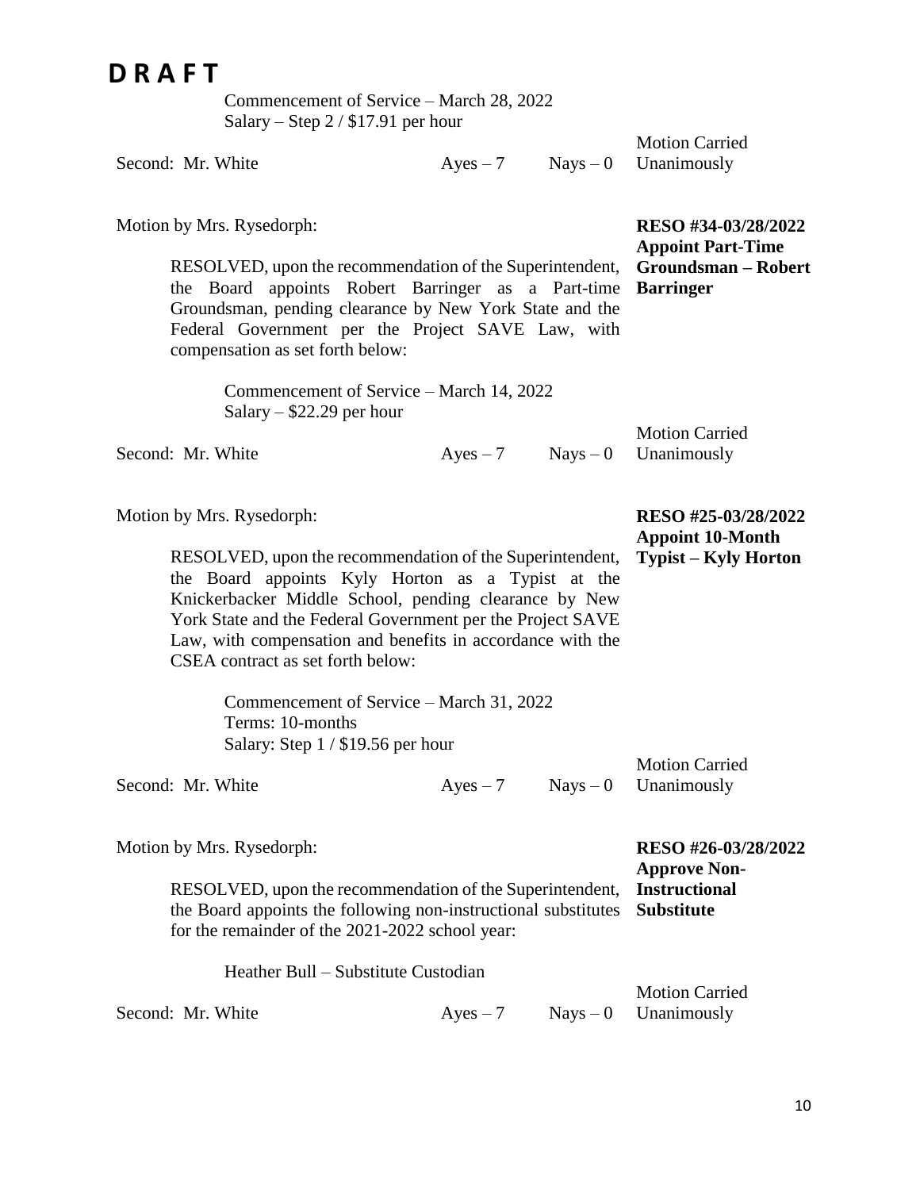**D R A F T**

Commencement of Service – March 28, 2022
Salary – Step 2 / $17.91 per hour

Second: Mr. White Ayes – 7 Nays – 0 Motion Carried Unanimously

Motion by Mrs. Rysedorph:

**RESO #34-03/28/2022 Appoint Part-Time Groundsman – Robert Barringer**

RESOLVED, upon the recommendation of the Superintendent, the Board appoints Robert Barringer as a Part-time Groundsman, pending clearance by New York State and the Federal Government per the Project SAVE Law, with compensation as set forth below:

Commencement of Service – March 14, 2022
Salary – $22.29 per hour

Second: Mr. White Ayes – 7 Nays – 0 Motion Carried Unanimously

Motion by Mrs. Rysedorph:

**RESO #25-03/28/2022 Appoint 10-Month Typist – Kyly Horton**

RESOLVED, upon the recommendation of the Superintendent, the Board appoints Kyly Horton as a Typist at the Knickerbacker Middle School, pending clearance by New York State and the Federal Government per the Project SAVE Law, with compensation and benefits in accordance with the CSEA contract as set forth below:

Commencement of Service – March 31, 2022
Terms: 10-months
Salary: Step 1 / $19.56 per hour

Second: Mr. White Ayes – 7 Nays – 0 Motion Carried Unanimously

Motion by Mrs. Rysedorph:

**RESO #26-03/28/2022 Approve Non-Instructional Substitute**

RESOLVED, upon the recommendation of the Superintendent, the Board appoints the following non-instructional substitutes for the remainder of the 2021-2022 school year:

Heather Bull – Substitute Custodian

Second: Mr. White Ayes – 7 Nays – 0 Motion Carried Unanimously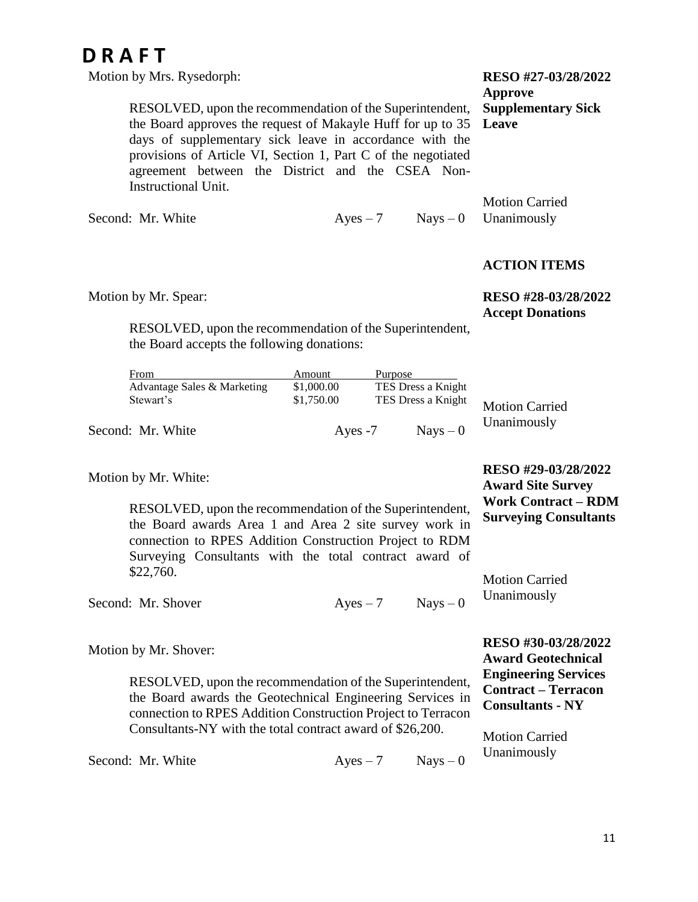# D R A F T

Motion by Mrs. Rysedorph:

**RESO #27-03/28/2022**
**Approve Supplementary Sick Leave**

RESOLVED, upon the recommendation of the Superintendent, the Board approves the request of Makayle Huff for up to 35 days of supplementary sick leave in accordance with the provisions of Article VI, Section 1, Part C of the negotiated agreement between the District and the CSEA Non-Instructional Unit.

Second: Mr. White Ayes – 7 Nays – 0

Motion Carried Unanimously

**ACTION ITEMS**

Motion by Mr. Spear:

**RESO #28-03/28/2022**
**Accept Donations**

RESOLVED, upon the recommendation of the Superintendent, the Board accepts the following donations:

| From | Amount | Purpose |
|---|---|---|
| Advantage Sales & Marketing | $1,000.00 | TES Dress a Knight |
| Stewart's | $1,750.00 | TES Dress a Knight |

Second: Mr. White Ayes -7 Nays – 0

Motion Carried Unanimously

Motion by Mr. White:

**RESO #29-03/28/2022**
**Award Site Survey Work Contract – RDM Surveying Consultants**

RESOLVED, upon the recommendation of the Superintendent, the Board awards Area 1 and Area 2 site survey work in connection to RPES Addition Construction Project to RDM Surveying Consultants with the total contract award of $22,760.

Second: Mr. Shover Ayes – 7 Nays – 0

Motion Carried Unanimously

Motion by Mr. Shover:

**RESO #30-03/28/2022**
**Award Geotechnical Engineering Services Contract – Terracon Consultants - NY**

RESOLVED, upon the recommendation of the Superintendent, the Board awards the Geotechnical Engineering Services in connection to RPES Addition Construction Project to Terracon Consultants-NY with the total contract award of $26,200.

Second: Mr. White Ayes – 7 Nays – 0

Motion Carried Unanimously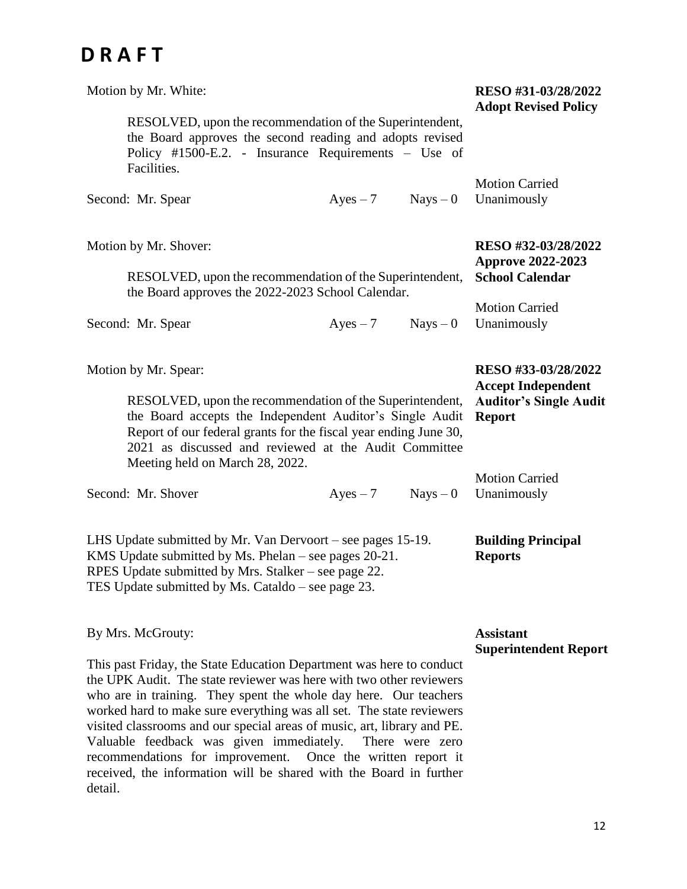# DRAFT

Motion by Mr. White:

**RESO #31-03/28/2022**
**Adopt Revised Policy**

RESOLVED, upon the recommendation of the Superintendent, the Board approves the second reading and adopts revised Policy #1500-E.2. - Insurance Requirements – Use of Facilities.

Second: Mr. Spear Ayes – 7 Nays – 0 Motion Carried Unanimously

Motion by Mr. Shover:

**RESO #32-03/28/2022**
**Approve 2022-2023 School Calendar**

RESOLVED, upon the recommendation of the Superintendent, the Board approves the 2022-2023 School Calendar.

Second: Mr. Spear Ayes – 7 Nays – 0 Motion Carried Unanimously

Motion by Mr. Spear:

**RESO #33-03/28/2022**
**Accept Independent Auditor's Single Audit Report**

RESOLVED, upon the recommendation of the Superintendent, the Board accepts the Independent Auditor's Single Audit Report of our federal grants for the fiscal year ending June 30, 2021 as discussed and reviewed at the Audit Committee Meeting held on March 28, 2022.

Second: Mr. Shover Ayes – 7 Nays – 0 Motion Carried Unanimously

**Building Principal Reports**

LHS Update submitted by Mr. Van Dervoort – see pages 15-19.
KMS Update submitted by Ms. Phelan – see pages 20-21.
RPES Update submitted by Mrs. Stalker – see page 22.
TES Update submitted by Ms. Cataldo – see page 23.

**Assistant Superintendent Report**

By Mrs. McGrouty:

This past Friday, the State Education Department was here to conduct the UPK Audit. The state reviewer was here with two other reviewers who are in training. They spent the whole day here. Our teachers worked hard to make sure everything was all set. The state reviewers visited classrooms and our special areas of music, art, library and PE. Valuable feedback was given immediately. There were zero recommendations for improvement. Once the written report it received, the information will be shared with the Board in further detail.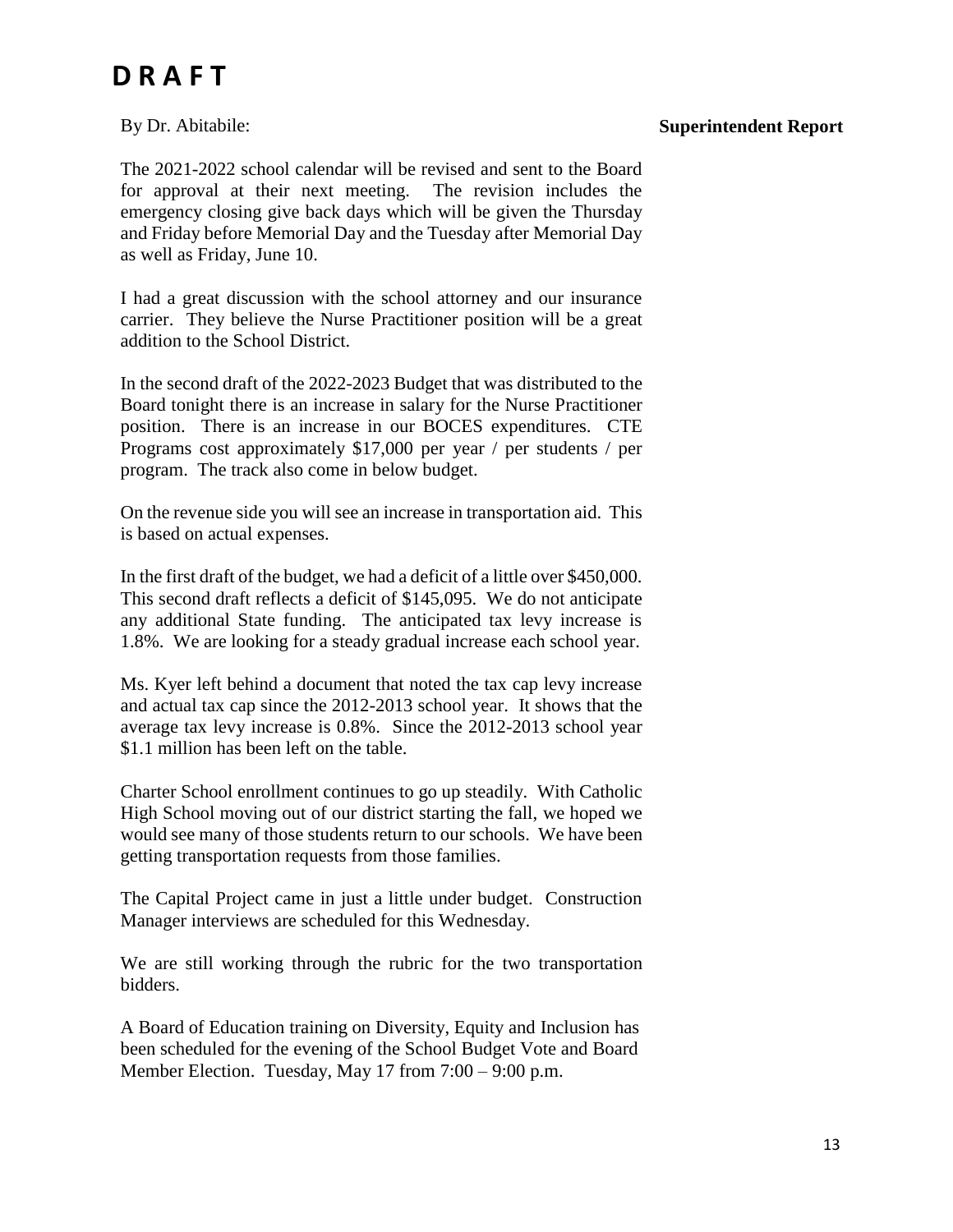# D R A F T

By Dr. Abitabile: **Superintendent Report**

The 2021-2022 school calendar will be revised and sent to the Board for approval at their next meeting. The revision includes the emergency closing give back days which will be given the Thursday and Friday before Memorial Day and the Tuesday after Memorial Day as well as Friday, June 10.

I had a great discussion with the school attorney and our insurance carrier. They believe the Nurse Practitioner position will be a great addition to the School District.

In the second draft of the 2022-2023 Budget that was distributed to the Board tonight there is an increase in salary for the Nurse Practitioner position. There is an increase in our BOCES expenditures. CTE Programs cost approximately $17,000 per year / per students / per program. The track also come in below budget.

On the revenue side you will see an increase in transportation aid. This is based on actual expenses.

In the first draft of the budget, we had a deficit of a little over $450,000. This second draft reflects a deficit of $145,095. We do not anticipate any additional State funding. The anticipated tax levy increase is 1.8%. We are looking for a steady gradual increase each school year.

Ms. Kyer left behind a document that noted the tax cap levy increase and actual tax cap since the 2012-2013 school year. It shows that the average tax levy increase is 0.8%. Since the 2012-2013 school year $1.1 million has been left on the table.

Charter School enrollment continues to go up steadily. With Catholic High School moving out of our district starting the fall, we hoped we would see many of those students return to our schools. We have been getting transportation requests from those families.

The Capital Project came in just a little under budget. Construction Manager interviews are scheduled for this Wednesday.

We are still working through the rubric for the two transportation bidders.

A Board of Education training on Diversity, Equity and Inclusion has been scheduled for the evening of the School Budget Vote and Board Member Election. Tuesday, May 17 from 7:00 – 9:00 p.m.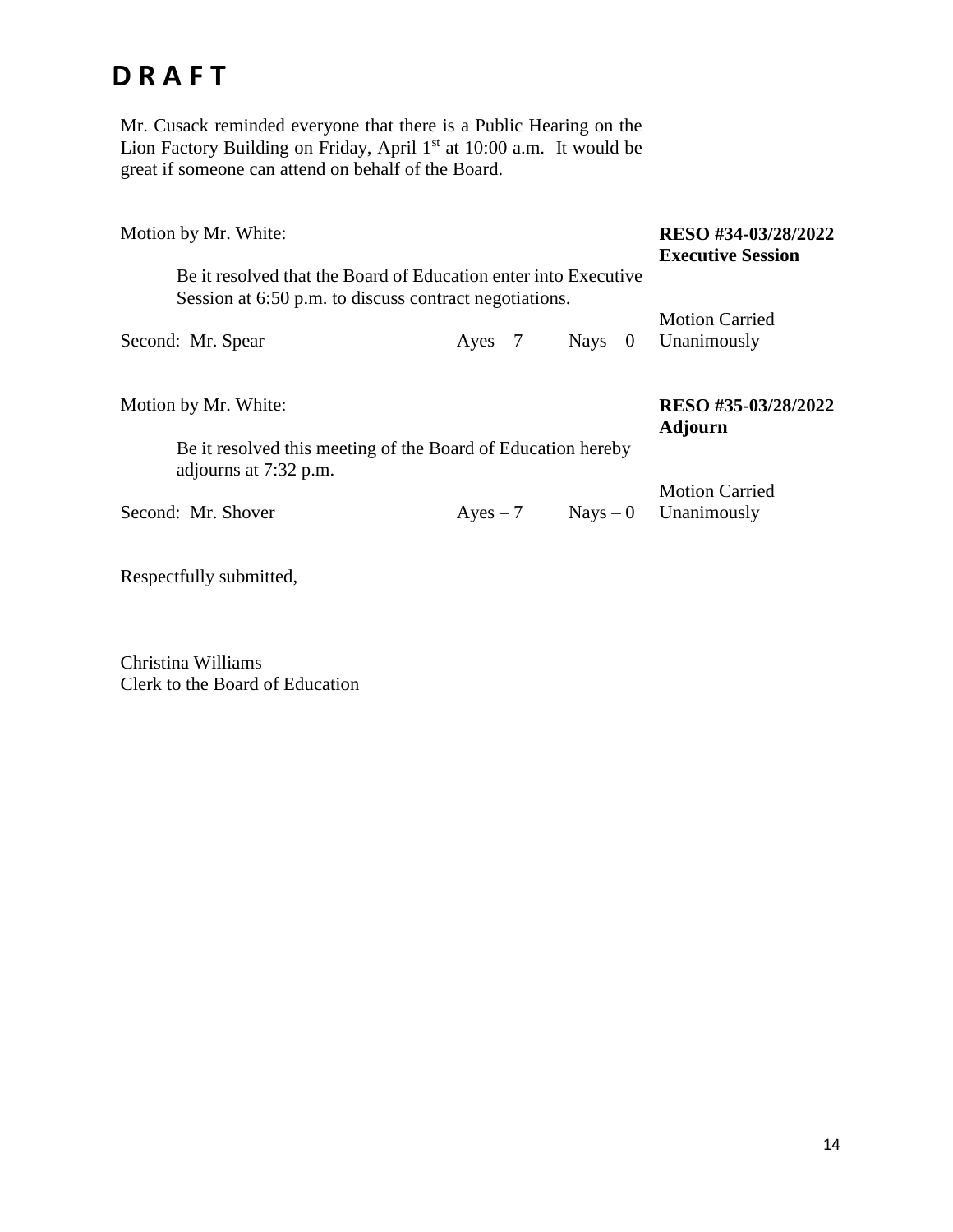# D R A F T

Mr. Cusack reminded everyone that there is a Public Hearing on the Lion Factory Building on Friday, April 1st at 10:00 a.m. It would be great if someone can attend on behalf of the Board.

Motion by Mr. White:

**RESO #34-03/28/2022**
**Executive Session**

Be it resolved that the Board of Education enter into Executive Session at 6:50 p.m. to discuss contract negotiations.

Second: Mr. Spear    Ayes – 7    Nays – 0    Motion Carried Unanimously

Motion by Mr. White:

**RESO #35-03/28/2022**
**Adjourn**

Be it resolved this meeting of the Board of Education hereby adjourns at 7:32 p.m.

Second: Mr. Shover    Ayes – 7    Nays – 0    Motion Carried Unanimously

Respectfully submitted,

Christina Williams
Clerk to the Board of Education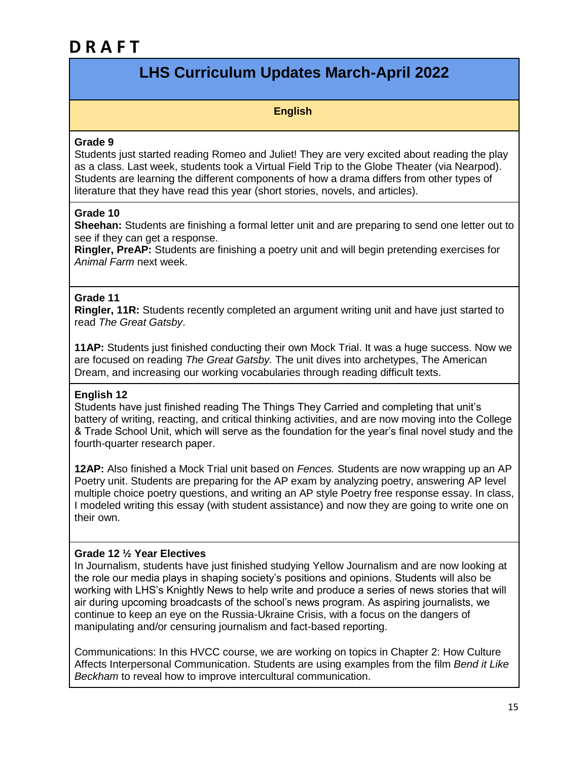# DRAFT

## LHS Curriculum Updates March-April 2022

### English

**Grade 9**
Students just started reading Romeo and Juliet! They are very excited about reading the play as a class. Last week, students took a Virtual Field Trip to the Globe Theater (via Nearpod). Students are learning the different components of how a drama differs from other types of literature that they have read this year (short stories, novels, and articles).

**Grade 10**
**Sheehan:** Students are finishing a formal letter unit and are preparing to send one letter out to see if they can get a response.
**Ringler, PreAP:** Students are finishing a poetry unit and will begin pretending exercises for *Animal Farm* next week.

**Grade 11**
**Ringler, 11R:** Students recently completed an argument writing unit and have just started to read *The Great Gatsby*.

**11AP:** Students just finished conducting their own Mock Trial. It was a huge success. Now we are focused on reading *The Great Gatsby.* The unit dives into archetypes, The American Dream, and increasing our working vocabularies through reading difficult texts.

**English 12**
Students have just finished reading The Things They Carried and completing that unit's battery of writing, reacting, and critical thinking activities, and are now moving into the College & Trade School Unit, which will serve as the foundation for the year's final novel study and the fourth-quarter research paper.

**12AP:** Also finished a Mock Trial unit based on *Fences.* Students are now wrapping up an AP Poetry unit. Students are preparing for the AP exam by analyzing poetry, answering AP level multiple choice poetry questions, and writing an AP style Poetry free response essay. In class, I modeled writing this essay (with student assistance) and now they are going to write one on their own.

**Grade 12 ½ Year Electives**
In Journalism, students have just finished studying Yellow Journalism and are now looking at the role our media plays in shaping society's positions and opinions. Students will also be working with LHS's Knightly News to help write and produce a series of news stories that will air during upcoming broadcasts of the school's news program. As aspiring journalists, we continue to keep an eye on the Russia-Ukraine Crisis, with a focus on the dangers of manipulating and/or censuring journalism and fact-based reporting.

Communications: In this HVCC course, we are working on topics in Chapter 2: How Culture Affects Interpersonal Communication. Students are using examples from the film *Bend it Like Beckham* to reveal how to improve intercultural communication.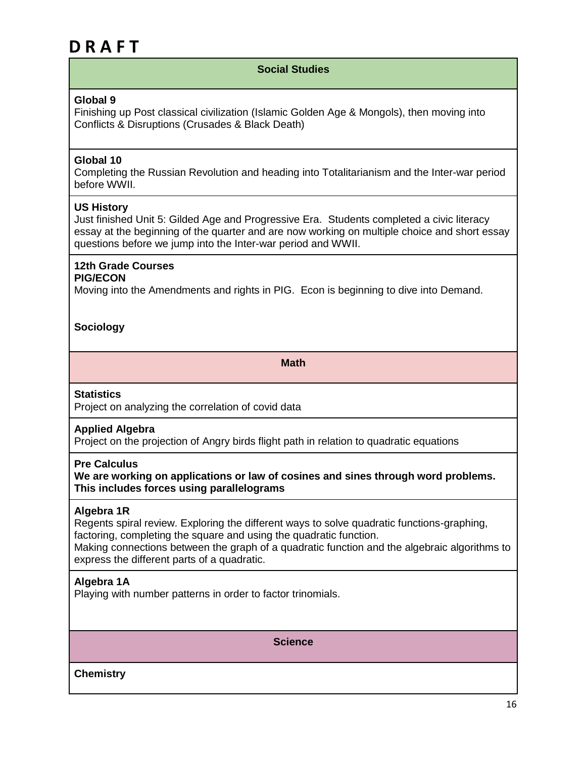# D R A F T

## Social Studies

**Global 9**

Finishing up Post classical civilization (Islamic Golden Age & Mongols), then moving into Conflicts & Disruptions (Crusades & Black Death)

**Global 10**

Completing the Russian Revolution and heading into Totalitarianism and the Inter-war period before WWII.

**US History**

Just finished Unit 5: Gilded Age and Progressive Era. Students completed a civic literacy essay at the beginning of the quarter and are now working on multiple choice and short essay questions before we jump into the Inter-war period and WWII.

**12th Grade Courses**
**PIG/ECON**

Moving into the Amendments and rights in PIG. Econ is beginning to dive into Demand.

**Sociology**

## Math

**Statistics**

Project on analyzing the correlation of covid data

**Applied Algebra**

Project on the projection of Angry birds flight path in relation to quadratic equations

**Pre Calculus**

**We are working on applications or law of cosines and sines through word problems. This includes forces using parallelograms**

**Algebra 1R**

Regents spiral review. Exploring the different ways to solve quadratic functions-graphing, factoring, completing the square and using the quadratic function.
Making connections between the graph of a quadratic function and the algebraic algorithms to express the different parts of a quadratic.

**Algebra 1A**

Playing with number patterns in order to factor trinomials.

## Science

**Chemistry**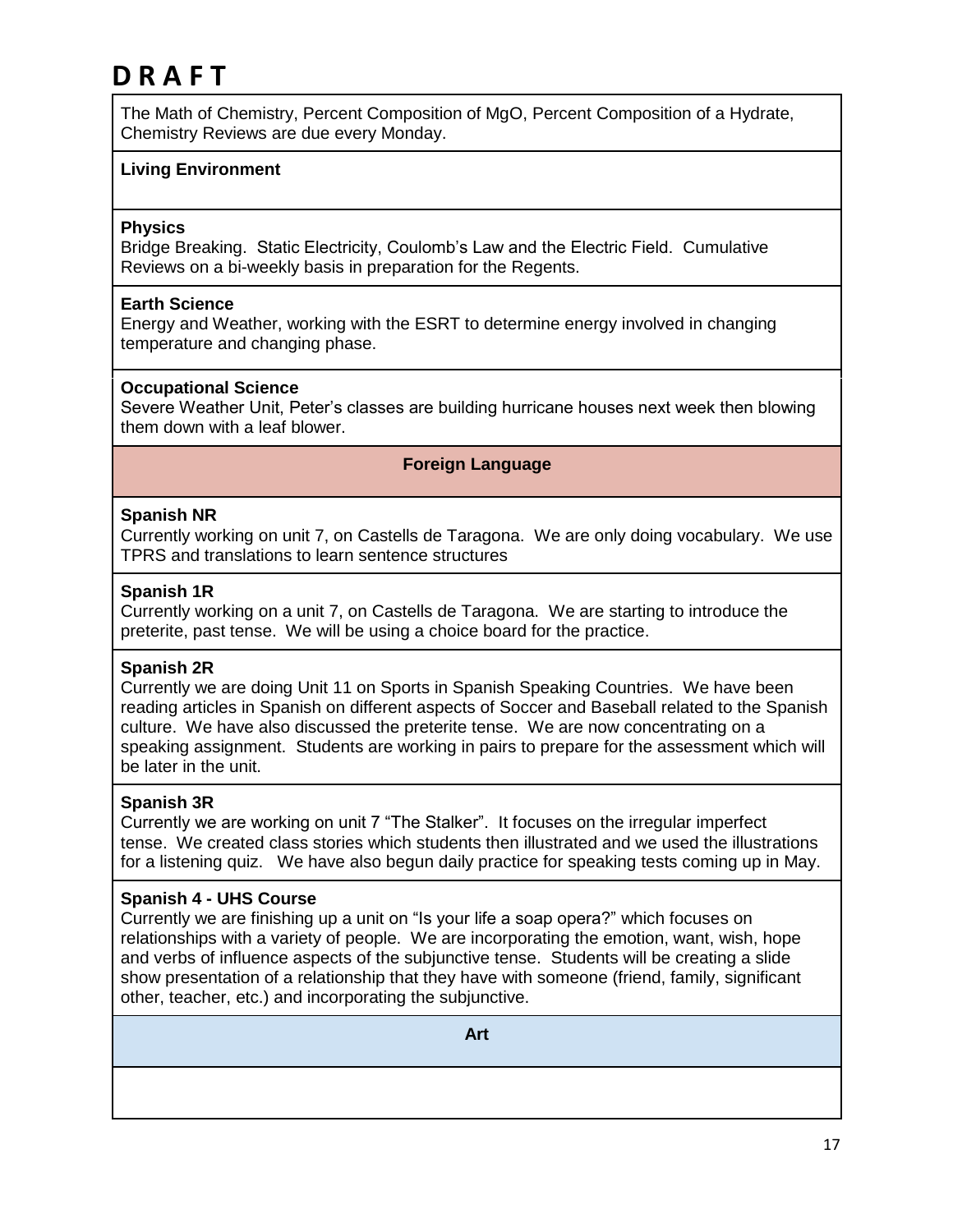# D R A F T

The Math of Chemistry, Percent Composition of MgO, Percent Composition of a Hydrate, Chemistry Reviews are due every Monday.

**Living Environment**

**Physics**
Bridge Breaking. Static Electricity, Coulomb's Law and the Electric Field. Cumulative Reviews on a bi-weekly basis in preparation for the Regents.

**Earth Science**
Energy and Weather, working with the ESRT to determine energy involved in changing temperature and changing phase.

**Occupational Science**
Severe Weather Unit, Peter's classes are building hurricane houses next week then blowing them down with a leaf blower.

## Foreign Language

**Spanish NR**
Currently working on unit 7, on Castells de Taragona. We are only doing vocabulary. We use TPRS and translations to learn sentence structures

**Spanish 1R**
Currently working on a unit 7, on Castells de Taragona. We are starting to introduce the preterite, past tense. We will be using a choice board for the practice.

**Spanish 2R**
Currently we are doing Unit 11 on Sports in Spanish Speaking Countries. We have been reading articles in Spanish on different aspects of Soccer and Baseball related to the Spanish culture. We have also discussed the preterite tense. We are now concentrating on a speaking assignment. Students are working in pairs to prepare for the assessment which will be later in the unit.

**Spanish 3R**
Currently we are working on unit 7 "The Stalker". It focuses on the irregular imperfect tense. We created class stories which students then illustrated and we used the illustrations for a listening quiz. We have also begun daily practice for speaking tests coming up in May.

**Spanish 4 - UHS Course**
Currently we are finishing up a unit on "Is your life a soap opera?" which focuses on relationships with a variety of people. We are incorporating the emotion, want, wish, hope and verbs of influence aspects of the subjunctive tense. Students will be creating a slide show presentation of a relationship that they have with someone (friend, family, significant other, teacher, etc.) and incorporating the subjunctive.

## Art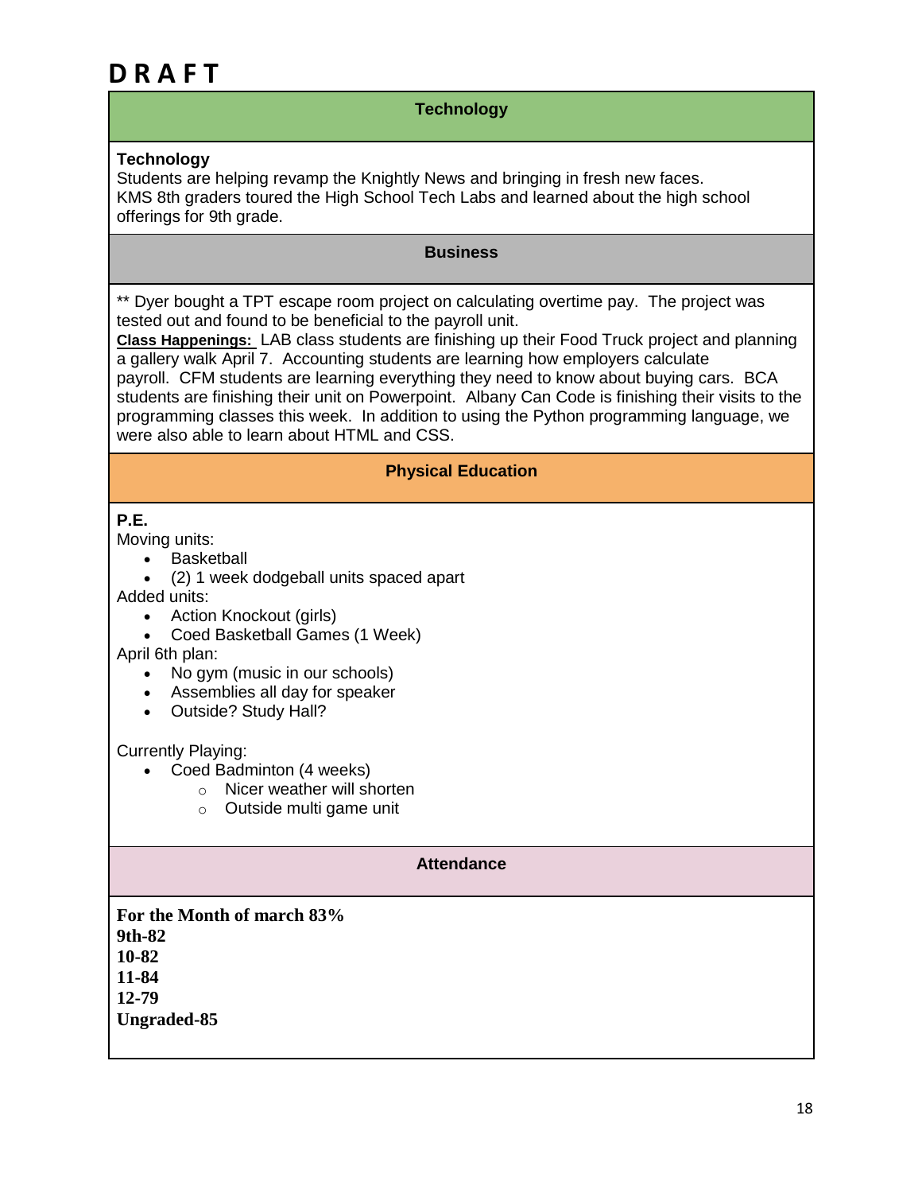# DRAFT

## Technology

**Technology**
Students are helping revamp the Knightly News and bringing in fresh new faces.
KMS 8th graders toured the High School Tech Labs and learned about the high school offerings for 9th grade.

## Business

** Dyer bought a TPT escape room project on calculating overtime pay. The project was tested out and found to be beneficial to the payroll unit.
**Class Happenings:** LAB class students are finishing up their Food Truck project and planning a gallery walk April 7. Accounting students are learning how employers calculate payroll. CFM students are learning everything they need to know about buying cars. BCA students are finishing their unit on Powerpoint. Albany Can Code is finishing their visits to the programming classes this week. In addition to using the Python programming language, we were also able to learn about HTML and CSS.

## Physical Education

**P.E.**
Moving units:

- Basketball
- (2) 1 week dodgeball units spaced apart

Added units:

- Action Knockout (girls)
- Coed Basketball Games (1 Week)

April 6th plan:

- No gym (music in our schools)
- Assemblies all day for speaker
- Outside? Study Hall?

Currently Playing:

- Coed Badminton (4 weeks)
  - Nicer weather will shorten
  - Outside multi game unit

## Attendance

**For the Month of march 83%**
**9th-82**
**10-82**
**11-84**
**12-79**
**Ungraded-85**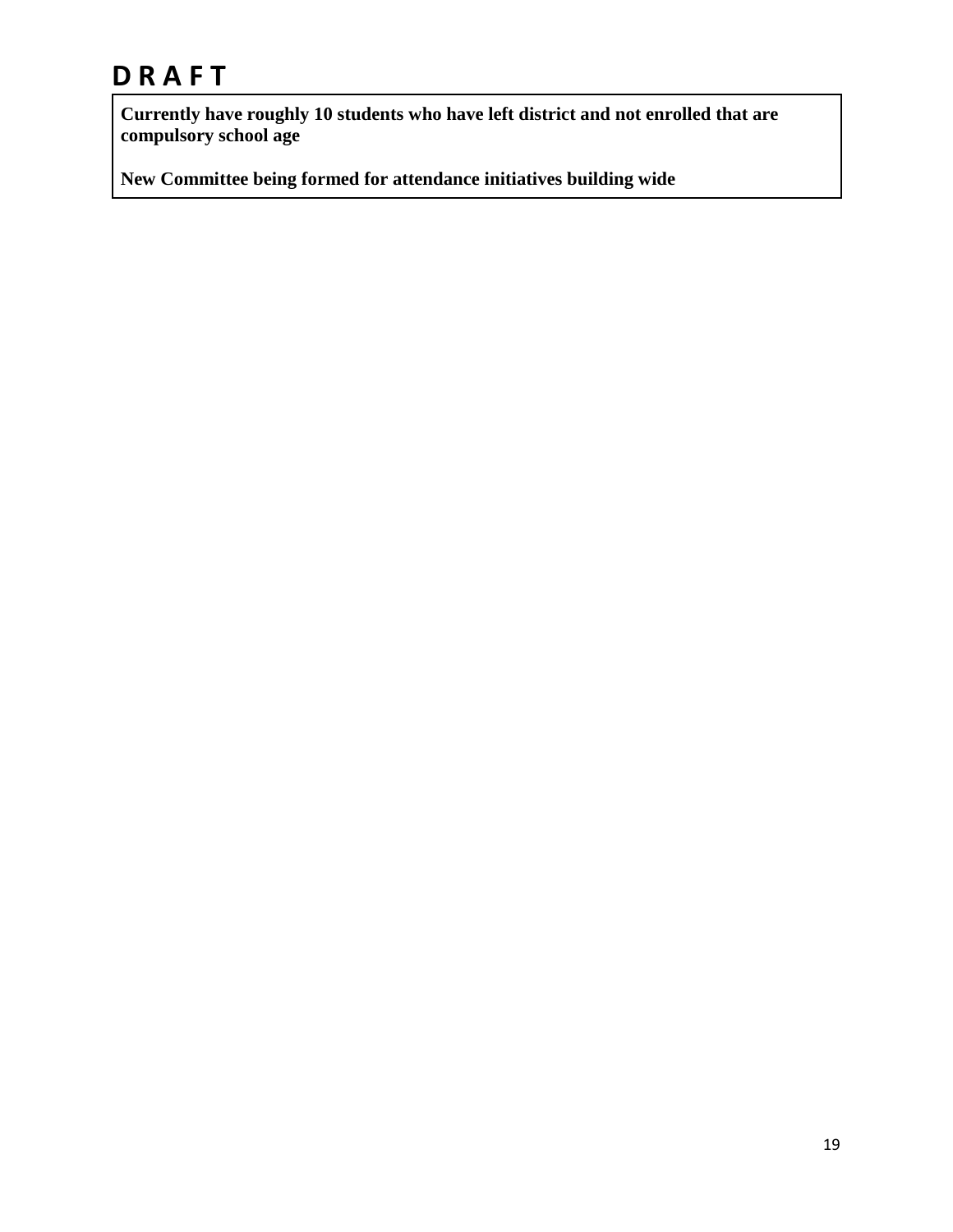# D R A F T

| **Currently have roughly 10 students who have left district and not enrolled that are compulsory school age**<br><br>**New Committee being formed for attendance initiatives building wide** |
|---|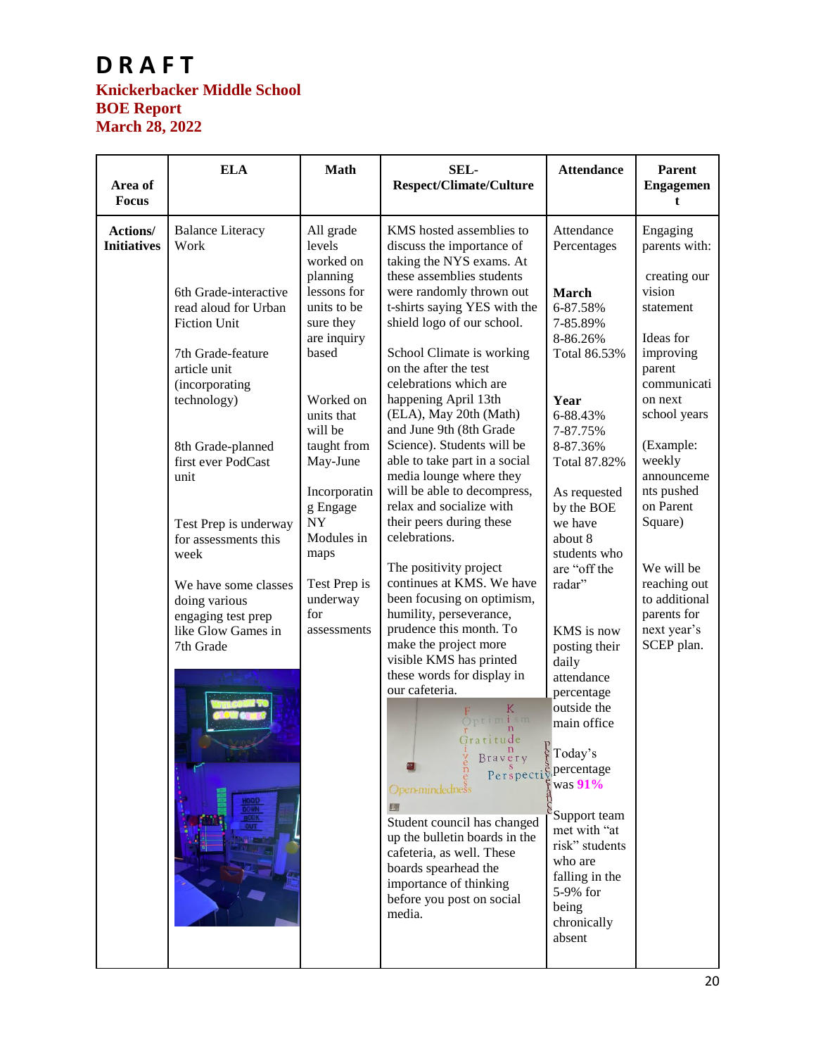# DRAFT

**Knickerbacker Middle School**
**BOE Report**
**March 28, 2022**

| Area of Focus | ELA | Math | SEL- Respect/Climate/Culture | Attendance | Parent Engagement |
|---|---|---|---|---|---|
| **Actions/ Initiatives** | Balance Literacy Work<br><br>6th Grade-interactive read aloud for Urban Fiction Unit<br><br>7th Grade-feature article unit (incorporating technology)<br><br>8th Grade-planned first ever PodCast unit<br><br>Test Prep is underway for assessments this week<br><br>We have some classes doing various engaging test prep like Glow Games in 7th Grade | All grade levels worked on planning lessons for units to be sure they are inquiry based<br><br>Worked on units that will be taught from May-June<br><br>Incorporating Engage NY Modules in maps<br><br>Test Prep is underway for assessments | KMS hosted assemblies to discuss the importance of taking the NYS exams. At these assemblies students were randomly thrown out t-shirts saying YES with the shield logo of our school.<br><br>School Climate is working on the after the test celebrations which are happening April 13th (ELA), May 20th (Math) and June 9th (8th Grade Science). Students will be able to take part in a social media lounge where they will be able to decompress, relax and socialize with their peers during these celebrations.<br><br>The positivity project continues at KMS. We have been focusing on optimism, humility, perseverance, prudence this month. To make the project more visible KMS has printed these words for display in our cafeteria.<br><br>Student council has changed up the bulletin boards in the cafeteria, as well. These boards spearhead the importance of thinking before you post on social media. | Attendance Percentages<br><br>**March**<br>6-87.58%<br>7-85.89%<br>8-86.26%<br>Total 86.53%<br><br>**Year**<br>6-88.43%<br>7-87.75%<br>8-87.36%<br>Total 87.82%<br><br>As requested by the BOE we have about 8 students who are "off the radar"<br><br>KMS is now posting their daily attendance percentage outside the main office<br><br>Today's percentage was **91%**<br><br>Support team met with "at risk" students who are falling in the 5-9% for being chronically absent | Engaging parents with:<br><br>creating our vision statement<br><br>Ideas for improving parent communication on next school years<br><br>(Example: weekly announcements pushed on Parent Square)<br><br>We will be reaching out to additional parents for next year's SCEP plan. |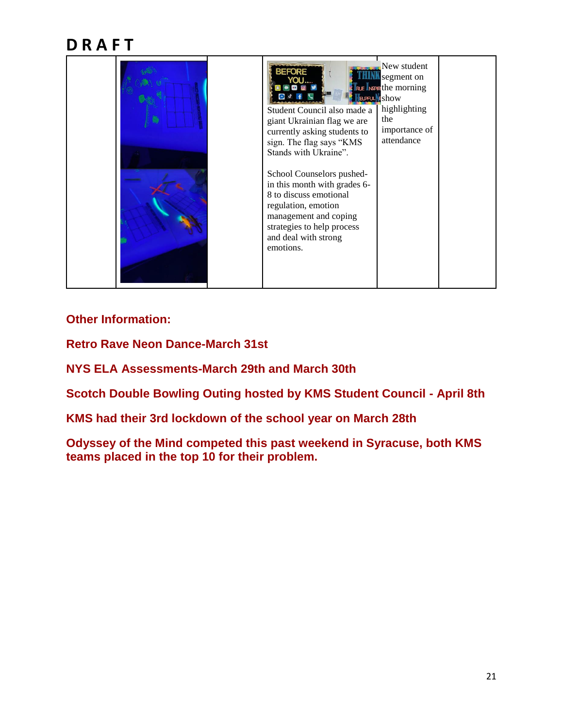# DRAFT

| | | | | | |
|---|---|---|---|---|---|
| | | | Student Council also made a giant Ukrainian flag we are currently asking students to sign. The flag says "KMS Stands with Ukraine".<br><br>School Counselors pushed-in this month with grades 6-8 to discuss emotional regulation, emotion management and coping strategies to help process and deal with strong emotions. | New student segment on the morning show highlighting the importance of attendance | |

**Other Information:**

**Retro Rave Neon Dance-March 31st**

**NYS ELA Assessments-March 29th and March 30th**

**Scotch Double Bowling Outing hosted by KMS Student Council - April 8th**

**KMS had their 3rd lockdown of the school year on March 28th**

**Odyssey of the Mind competed this past weekend in Syracuse, both KMS teams placed in the top 10 for their problem.**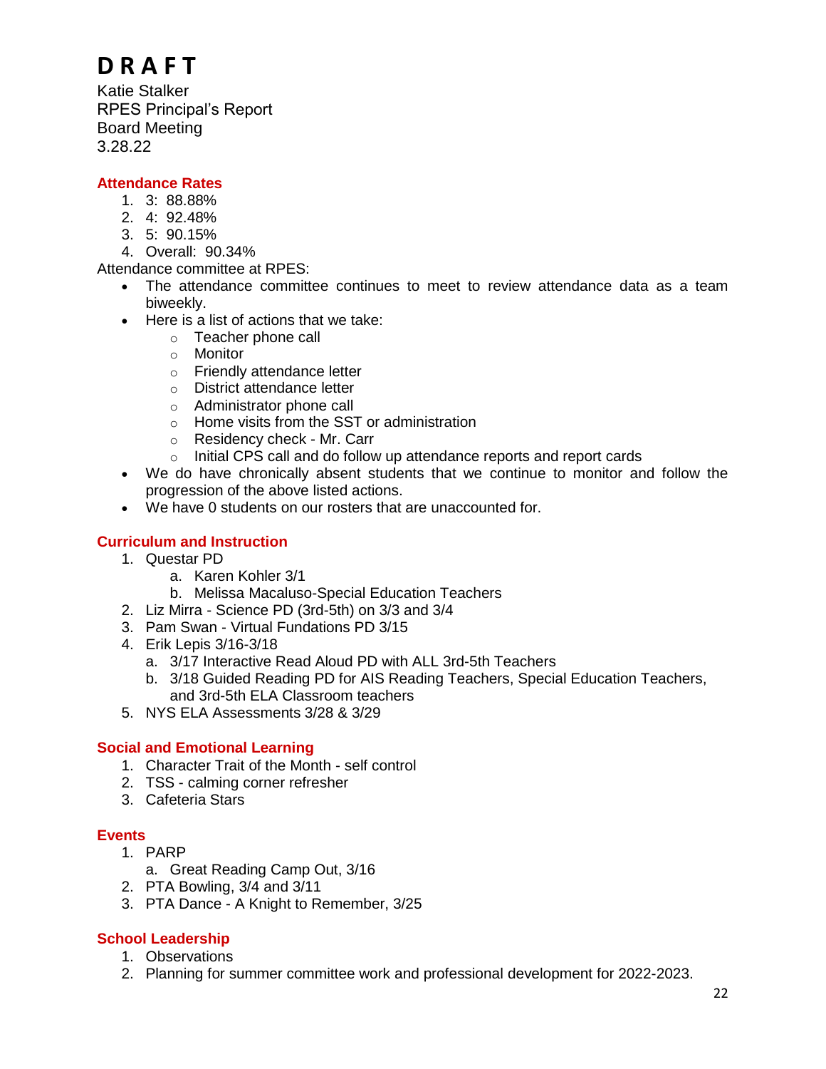# D R A F T

Katie Stalker
RPES Principal's Report
Board Meeting
3.28.22

## Attendance Rates

1. 3: 88.88%
2. 4: 92.48%
3. 5: 90.15%
4. Overall: 90.34%

Attendance committee at RPES:

- The attendance committee continues to meet to review attendance data as a team biweekly.
- Here is a list of actions that we take:
  - Teacher phone call
  - Monitor
  - Friendly attendance letter
  - District attendance letter
  - Administrator phone call
  - Home visits from the SST or administration
  - Residency check - Mr. Carr
  - Initial CPS call and do follow up attendance reports and report cards
- We do have chronically absent students that we continue to monitor and follow the progression of the above listed actions.
- We have 0 students on our rosters that are unaccounted for.

## Curriculum and Instruction

1. Questar PD
   a. Karen Kohler 3/1
   b. Melissa Macaluso-Special Education Teachers
2. Liz Mirra - Science PD (3rd-5th) on 3/3 and 3/4
3. Pam Swan - Virtual Fundations PD 3/15
4. Erik Lepis 3/16-3/18
   a. 3/17 Interactive Read Aloud PD with ALL 3rd-5th Teachers
   b. 3/18 Guided Reading PD for AIS Reading Teachers, Special Education Teachers, and 3rd-5th ELA Classroom teachers
5. NYS ELA Assessments 3/28 & 3/29

## Social and Emotional Learning

1. Character Trait of the Month - self control
2. TSS - calming corner refresher
3. Cafeteria Stars

## Events

1. PARP
   a. Great Reading Camp Out, 3/16
2. PTA Bowling, 3/4 and 3/11
3. PTA Dance - A Knight to Remember, 3/25

## School Leadership

1. Observations
2. Planning for summer committee work and professional development for 2022-2023.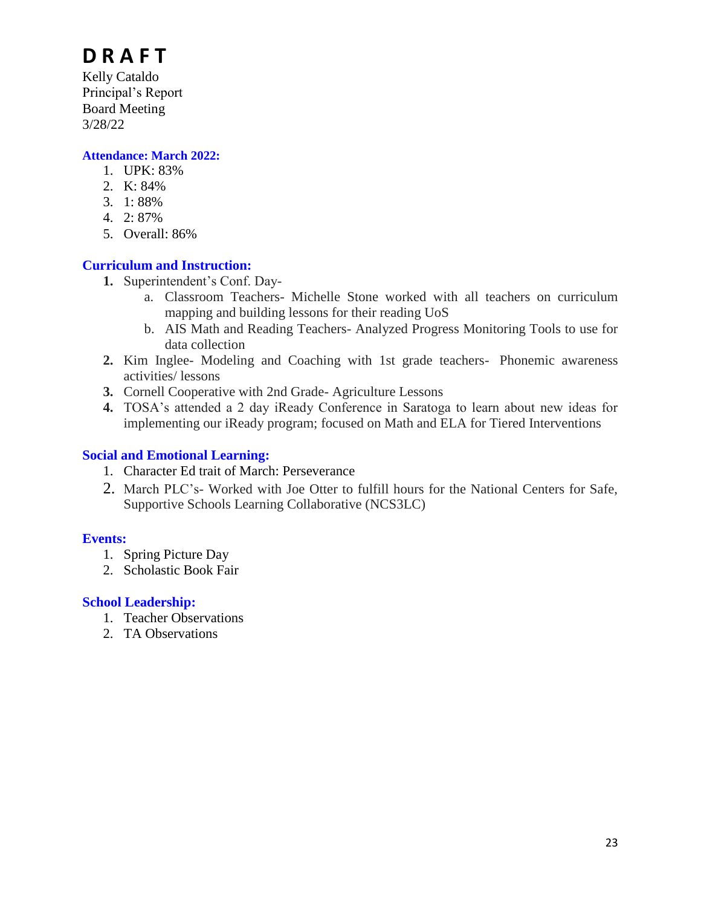# D R A F T

Kelly Cataldo
Principal's Report
Board Meeting
3/28/22

**Attendance: March 2022:**

1. UPK: 83%
2. K: 84%
3. 1: 88%
4. 2: 87%
5. Overall: 86%

**Curriculum and Instruction:**

1. Superintendent's Conf. Day-
   a. Classroom Teachers- Michelle Stone worked with all teachers on curriculum mapping and building lessons for their reading UoS
   b. AIS Math and Reading Teachers- Analyzed Progress Monitoring Tools to use for data collection
2. Kim Inglee- Modeling and Coaching with 1st grade teachers- Phonemic awareness activities/ lessons
3. Cornell Cooperative with 2nd Grade- Agriculture Lessons
4. TOSA's attended a 2 day iReady Conference in Saratoga to learn about new ideas for implementing our iReady program; focused on Math and ELA for Tiered Interventions

**Social and Emotional Learning:**

1. Character Ed trait of March: Perseverance
2. March PLC's- Worked with Joe Otter to fulfill hours for the National Centers for Safe, Supportive Schools Learning Collaborative (NCS3LC)

**Events:**

1. Spring Picture Day
2. Scholastic Book Fair

**School Leadership:**

1. Teacher Observations
2. TA Observations